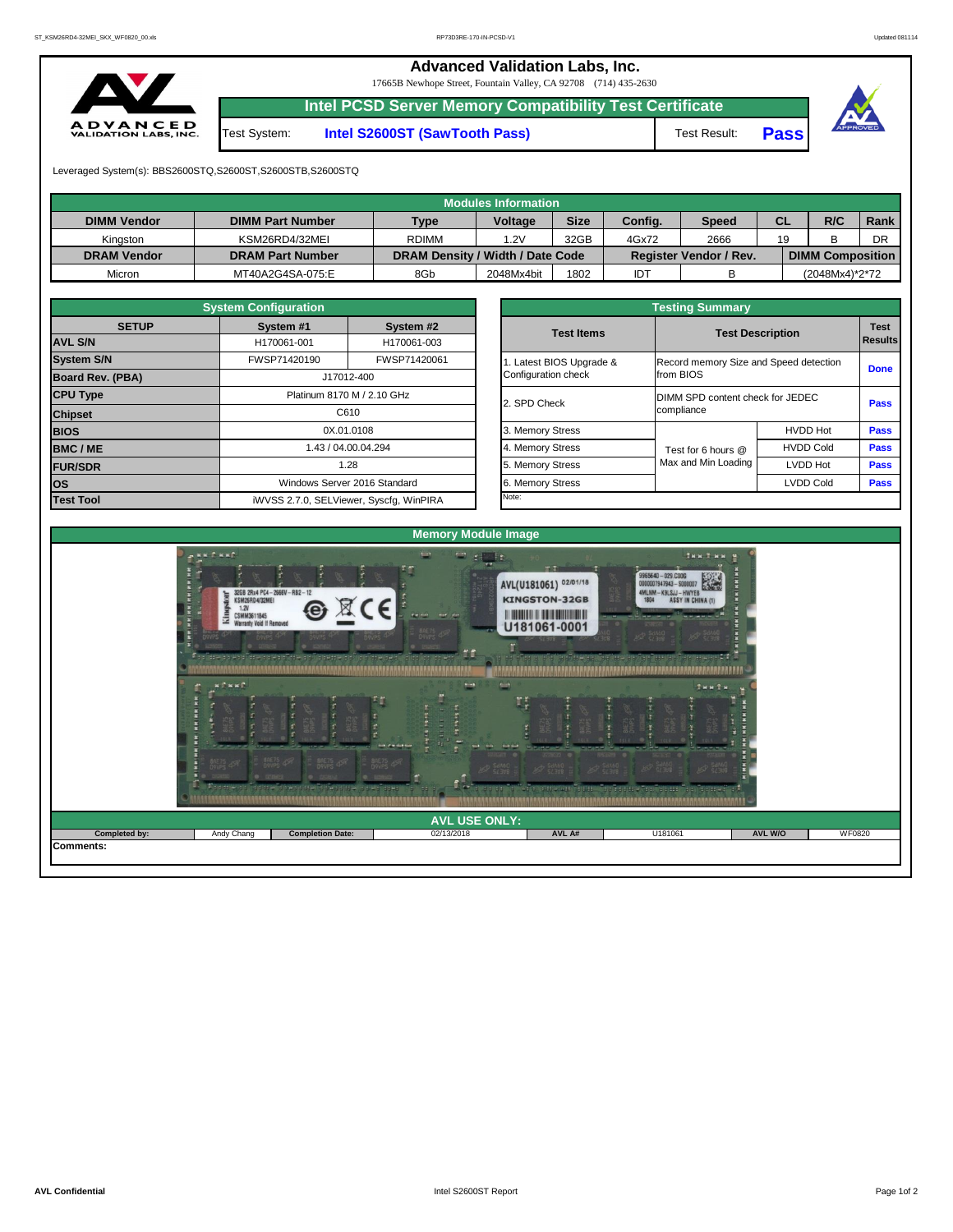# Advanced Validation Labs, Inc.

17665B Newhope Street, Fountain Valley, CA 92708 (714) 435-2630

## Intel PCSD Server Memory Compatibility Test Certificate

| Test System: | Intel S2600ST (SawTooth Pass) | Test Result: | Pass |
|---|---|---|---|

Leveraged System(s): BBS2600STQ,S2600ST,S2600STB,S2600STQ

### Modules Information

| DIMM Vendor | DIMM Part Number | Type | Voltage | Size | Config. | Speed | CL | R/C | Rank |
|---|---|---|---|---|---|---|---|---|---|
| Kingston | KSM26RD4/32MEI | RDIMM | 1.2V | 32GB | 4Gx72 | 2666 | 19 | B | DR |
| **DRAM Vendor** | **DRAM Part Number** | **DRAM Density / Width / Date Code** | | | **Register Vendor / Rev.** | | **DIMM Composition** | | |
| Micron | MT40A2G4SA-075:E | 8Gb | 2048Mx4bit | 1802 | IDT | B | (2048Mx4)*2*72 | | |

### System Configuration

| SETUP | System #1 | System #2 |
|---|---|---|
| AVL S/N | H170061-001 | H170061-003 |
| System S/N | FWSP71420190 | FWSP71420061 |
| Board Rev. (PBA) | J17012-400 | |
| CPU Type | Platinum 8170 M / 2.10 GHz | |
| Chipset | C610 | |
| BIOS | 0X.01.0108 | |
| BMC / ME | 1.43 / 04.00.04.294 | |
| FUR/SDR | 1.28 | |
| OS | Windows Server 2016 Standard | |
| Test Tool | iWVSS 2.7.0, SELViewer, Syscfg, WinPIRA | |

### Testing Summary

| Test Items | Test Description | | Test Results |
|---|---|---|---|
| 1. Latest BIOS Upgrade & Configuration check | Record memory Size and Speed detection from BIOS | | Done |
| 2. SPD Check | DIMM SPD content check for JEDEC compliance | | Pass |
| 3. Memory Stress | Test for 6 hours @ Max and Min Loading | HVDD Hot | Pass |
| 4. Memory Stress | | HVDD Cold | Pass |
| 5. Memory Stress | | LVDD Hot | Pass |
| 6. Memory Stress | | LVDD Cold | Pass |
| Note: | | | |

### Memory Module Image

### AVL USE ONLY:

| Completed by: | Andy Chang | Completion Date: | 02/13/2018 | AVL A# | U181061 | AVL W/O | WF0820 |
|---|---|---|---|---|---|---|---|

**Comments:**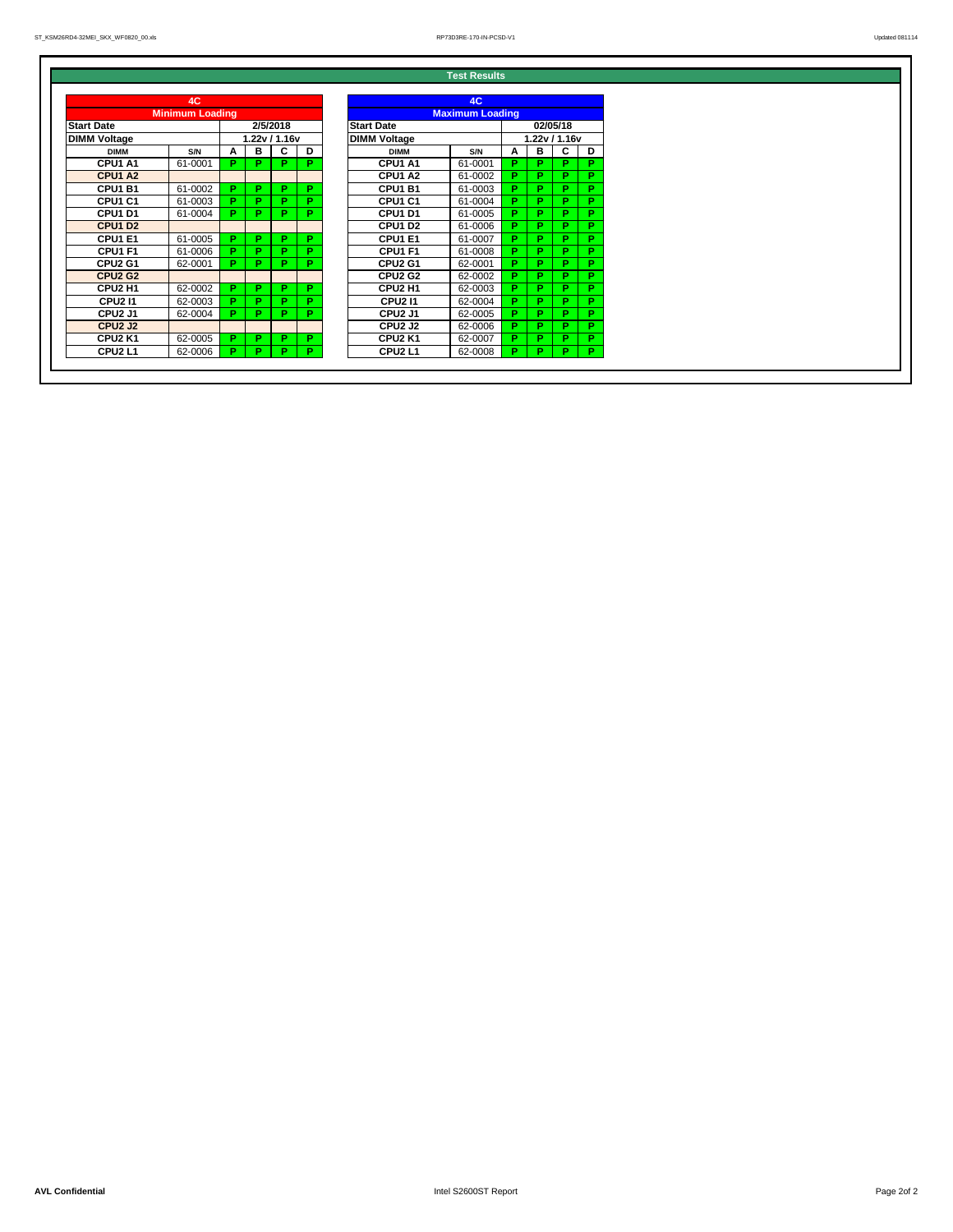## Test Results

| 4C | | | | | |
|---|---|---|---|---|---|
| **Minimum Loading** | | | | | |
| **Start Date** | | 2/5/2018 | | | |
| **DIMM Voltage** | | 1.22v / 1.16v | | | |
| **DIMM** | **S/N** | **A** | **B** | **C** | **D** |
| **CPU1 A1** | 61-0001 | P | P | P | P |
| **CPU1 A2** | | | | | |
| **CPU1 B1** | 61-0002 | P | P | P | P |
| **CPU1 C1** | 61-0003 | P | P | P | P |
| **CPU1 D1** | 61-0004 | P | P | P | P |
| **CPU1 D2** | | | | | |
| **CPU1 E1** | 61-0005 | P | P | P | P |
| **CPU1 F1** | 61-0006 | P | P | P | P |
| **CPU2 G1** | 62-0001 | P | P | P | P |
| **CPU2 G2** | | | | | |
| **CPU2 H1** | 62-0002 | P | P | P | P |
| **CPU2 I1** | 62-0003 | P | P | P | P |
| **CPU2 J1** | 62-0004 | P | P | P | P |
| **CPU2 J2** | | | | | |
| **CPU2 K1** | 62-0005 | P | P | P | P |
| **CPU2 L1** | 62-0006 | P | P | P | P |

| 4C | | | | | |
|---|---|---|---|---|---|
| **Maximum Loading** | | | | | |
| **Start Date** | | 02/05/18 | | | |
| **DIMM Voltage** | | 1.22v / 1.16v | | | |
| **DIMM** | **S/N** | **A** | **B** | **C** | **D** |
| **CPU1 A1** | 61-0001 | P | P | P | P |
| **CPU1 A2** | 61-0002 | P | P | P | P |
| **CPU1 B1** | 61-0003 | P | P | P | P |
| **CPU1 C1** | 61-0004 | P | P | P | P |
| **CPU1 D1** | 61-0005 | P | P | P | P |
| **CPU1 D2** | 61-0006 | P | P | P | P |
| **CPU1 E1** | 61-0007 | P | P | P | P |
| **CPU1 F1** | 61-0008 | P | P | P | P |
| **CPU2 G1** | 62-0001 | P | P | P | P |
| **CPU2 G2** | 62-0002 | P | P | P | P |
| **CPU2 H1** | 62-0003 | P | P | P | P |
| **CPU2 I1** | 62-0004 | P | P | P | P |
| **CPU2 J1** | 62-0005 | P | P | P | P |
| **CPU2 J2** | 62-0006 | P | P | P | P |
| **CPU2 K1** | 62-0007 | P | P | P | P |
| **CPU2 L1** | 62-0008 | P | P | P | P |